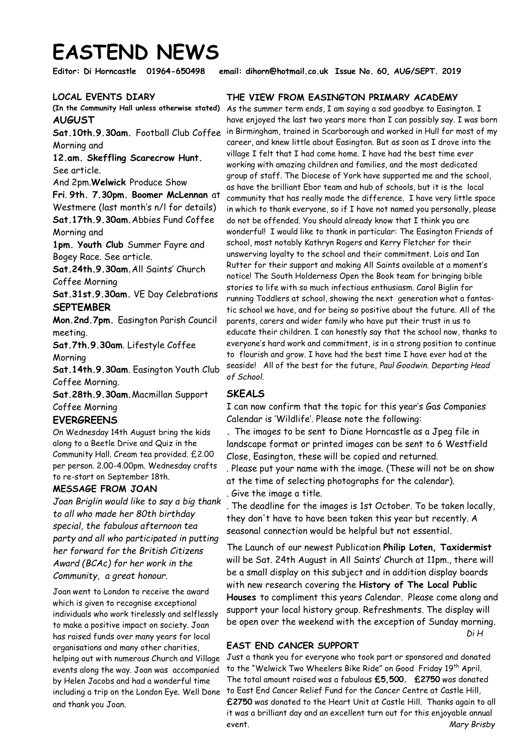# EASTEND NEWS

**Editor: Di Horncastle 01964-650498 email: dihorn@hotmail.co.uk Issue No. 60, AUG/SEPT. 2019**

## LOCAL EVENTS DIARY

**(In the Community Hall unless otherwise stated)**

### AUGUST

**Sat.10th.9.30am.** Football Club Coffee Morning and

**12.am. Skeffling Scarecrow Hunt.** See article.

And 2pm.**Welwick** Produce Show

**Fri**. **9th. 7.30pm. Boomer McLennan** at Westmere (last month's n/l for details)

**Sat.17th.9.30am.**Abbies Fund Coffee Morning and

**1pm. Youth Club** Summer Fayre and Bogey Race. See article.

**Sat.24th.9.30am.**All Saints' Church Coffee Morning

**Sat.31st.9.30am.** VE Day Celebrations

### SEPTEMBER

**Mon.2nd.7pm.** Easington Parish Council meeting.

**Sat.7th.9.30am**. Lifestyle Coffee Morning

**Sat.14th.9.30am**. Easington Youth Club Coffee Morning.

**Sat.28th.9.30am.**Macmillan Support Coffee Morning

## EVERGREENS

On Wednesday 14th August bring the kids along to a Beetle Drive and Quiz in the Community Hall. Cream tea provided. £2.00 per person. 2.00-4.00pm. Wednesday crafts to re-start on September 18th.

## MESSAGE FROM JOAN

*Joan Briglin would like to say a big thank to all who made her 80th birthday special, the fabulous afternoon tea party and all who participated in putting her forward for the British Citizens Award (BCAc) for her work in the Community, a great honour.*

Joan went to London to receive the award which is given to recognise exceptional individuals who work tirelessly and selflessly to make a positive impact on society. Joan has raised funds over many years for local organisations and many other charities, helping out with numerous Church and Village events along the way. Joan was accompanied by Helen Jacobs and had a wonderful time including a trip on the London Eye. Well Done and thank you Joan.

## THE VIEW FROM EASINGTON PRIMARY ACADEMY

As the summer term ends, I am saying a sad goodbye to Easington. I have enjoyed the last two years more than I can possibly say. I was born in Birmingham, trained in Scarborough and worked in Hull for most of my career, and knew little about Easington. But as soon as I drove into the village I felt that I had come home. I have had the best time ever working with amazing children and families, and the most dedicated group of staff. The Diocese of York have supported me and the school, as have the brilliant Ebor team and hub of schools, but it is the local community that has really made the difference. I have very little space in which to thank everyone, so if I have not named you personally, please do not be offended. You should already know that I think you are wonderful! I would like to thank in particular: The Easington Friends of school, most notably Kathryn Rogers and Kerry Fletcher for their unswerving loyalty to the school and their commitment. Lois and Ian Rutter for their support and making All Saints available at a moment's notice! The South Holderness Open the Book team for bringing bible stories to life with so much infectious enthusiasm. Carol Biglin for running Toddlers at school, showing the next generation what a fantastic school we have, and for being so positive about the future. All of the parents, carers and wider family who have put their trust in us to educate their children. I can honestly say that the school now, thanks to everyone's hard work and commitment, is in a strong position to continue to flourish and grow. I have had the best time I have ever had at the seaside! All of the best for the future, *Paul Goodwin. Departing Head of School.*

## SKEALS

I can now confirm that the topic for this year's Gas Companies Calendar is 'Wildlife'. Please note the following:

. The images to be sent to Diane Horncastle as a Jpeg file in landscape format or printed images can be sent to 6 Westfield Close, Easington, these will be copied and returned.

. Please put your name with the image. (These will not be on show at the time of selecting photographs for the calendar).

. Give the image a title.

. The deadline for the images is 1st October. To be taken locally, they don't have to have been taken this year but recently. A seasonal connection would be helpful but not essential.

The Launch of our newest Publication **Philip Loten, Taxidermist** will be Sat. 24th August in All Saints' Church at 11pm., there will be a small display on this subject and in addition display boards with new research covering the **History of The Local Public Houses** to compliment this years Calendar. Please come along and support your local history group. Refreshments. The display will be open over the weekend with the exception of Sunday morning.

*Di H*

## EAST END CANCER SUPPORT

Just a thank you for everyone who took part or sponsored and donated to the "Welwick Two Wheelers Bike Ride" on Good Friday 19th April. The total amount raised was a fabulous **£5,500. £2750** was donated to East End Cancer Relief Fund for the Cancer Centre at Castle Hill, **£2750** was donated to the Heart Unit at Castle Hill. Thanks again to all it was a brilliant day and an excellent turn out for this enjoyable annual event.

*Mary Brisby*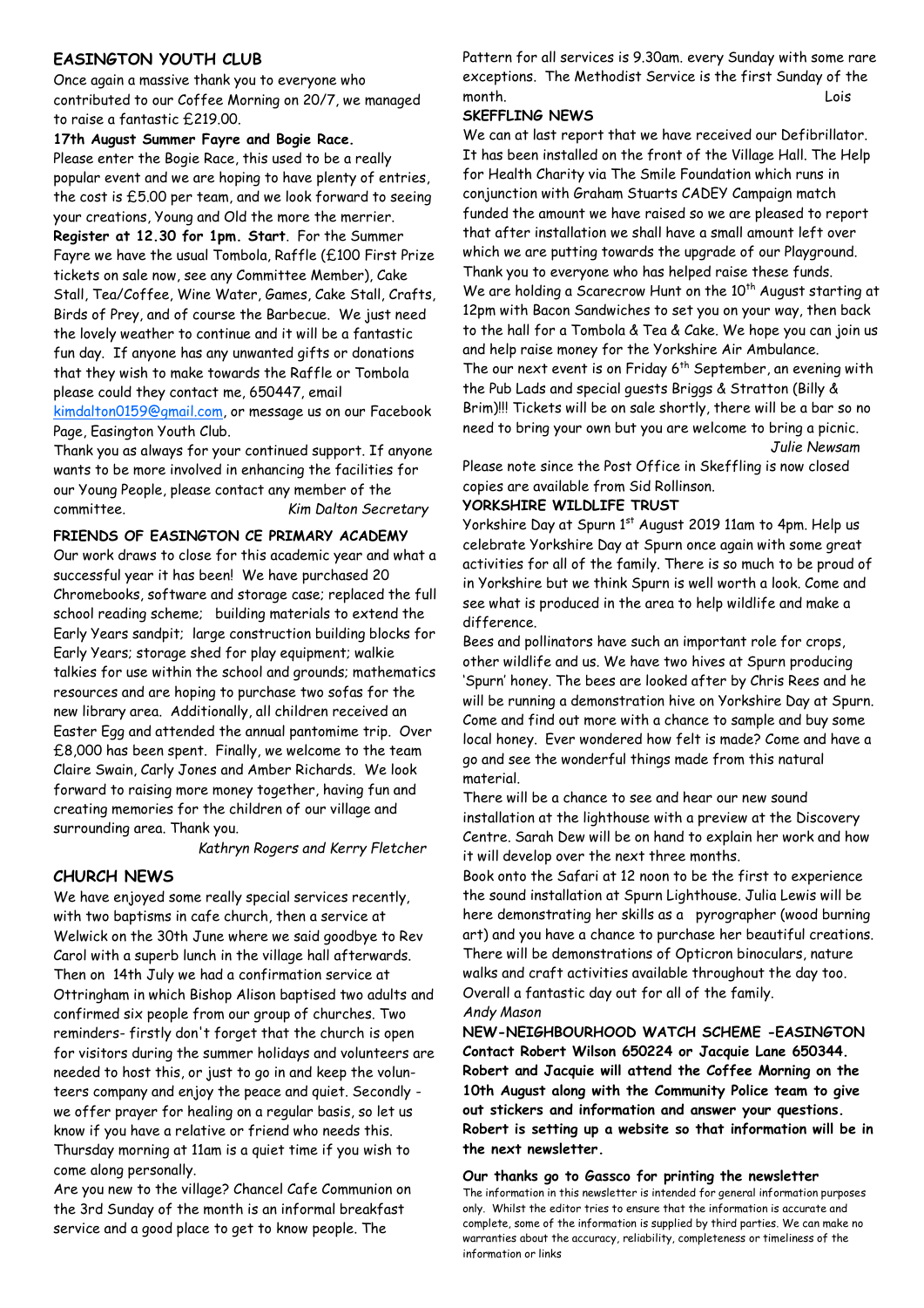## EASINGTON YOUTH CLUB

Once again a massive thank you to everyone who contributed to our Coffee Morning on 20/7, we managed to raise a fantastic £219.00.

**17th August Summer Fayre and Bogie Race.**

Please enter the Bogie Race, this used to be a really popular event and we are hoping to have plenty of entries, the cost is £5.00 per team, and we look forward to seeing your creations, Young and Old the more the merrier. **Register at 12.30 for 1pm. Start**. For the Summer Fayre we have the usual Tombola, Raffle (£100 First Prize tickets on sale now, see any Committee Member), Cake Stall, Tea/Coffee, Wine Water, Games, Cake Stall, Crafts, Birds of Prey, and of course the Barbecue. We just need the lovely weather to continue and it will be a fantastic fun day. If anyone has any unwanted gifts or donations that they wish to make towards the Raffle or Tombola please could they contact me, 650447, email kimdalton0159@gmail.com, or message us on our Facebook Page, Easington Youth Club.

Thank you as always for your continued support. If anyone wants to be more involved in enhancing the facilities for our Young People, please contact any member of the committee.

*Kim Dalton Secretary*

## FRIENDS OF EASINGTON CE PRIMARY ACADEMY

Our work draws to close for this academic year and what a successful year it has been! We have purchased 20 Chromebooks, software and storage case; replaced the full school reading scheme; building materials to extend the Early Years sandpit; large construction building blocks for Early Years; storage shed for play equipment; walkie talkies for use within the school and grounds; mathematics resources and are hoping to purchase two sofas for the new library area. Additionally, all children received an Easter Egg and attended the annual pantomime trip. Over £8,000 has been spent. Finally, we welcome to the team Claire Swain, Carly Jones and Amber Richards. We look forward to raising more money together, having fun and creating memories for the children of our village and surrounding area. Thank you.

*Kathryn Rogers and Kerry Fletcher*

## CHURCH NEWS

We have enjoyed some really special services recently, with two baptisms in cafe church, then a service at Welwick on the 30th June where we said goodbye to Rev Carol with a superb lunch in the village hall afterwards. Then on 14th July we had a confirmation service at Ottringham in which Bishop Alison baptised two adults and confirmed six people from our group of churches. Two reminders- firstly don't forget that the church is open for visitors during the summer holidays and volunteers are needed to host this, or just to go in and keep the volunteers company and enjoy the peace and quiet. Secondly - we offer prayer for healing on a regular basis, so let us know if you have a relative or friend who needs this. Thursday morning at 11am is a quiet time if you wish to come along personally.

Are you new to the village? Chancel Cafe Communion on the 3rd Sunday of the month is an informal breakfast service and a good place to get to know people. The Pattern for all services is 9.30am. every Sunday with some rare exceptions. The Methodist Service is the first Sunday of the month.

Lois

## SKEFFLING NEWS

We can at last report that we have received our Defibrillator. It has been installed on the front of the Village Hall. The Help for Health Charity via The Smile Foundation which runs in conjunction with Graham Stuarts CADEY Campaign match funded the amount we have raised so we are pleased to report that after installation we shall have a small amount left over which we are putting towards the upgrade of our Playground. Thank you to everyone who has helped raise these funds.

We are holding a Scarecrow Hunt on the 10th August starting at 12pm with Bacon Sandwiches to set you on your way, then back to the hall for a Tombola & Tea & Cake. We hope you can join us and help raise money for the Yorkshire Air Ambulance.

The our next event is on Friday 6th September, an evening with the Pub Lads and special guests Briggs & Stratton (Billy & Brim)!!! Tickets will be on sale shortly, there will be a bar so no need to bring your own but you are welcome to bring a picnic.

*Julie Newsam*

Please note since the Post Office in Skeffling is now closed copies are available from Sid Rollinson.

## YORKSHIRE WILDLIFE TRUST

Yorkshire Day at Spurn 1st August 2019 11am to 4pm. Help us celebrate Yorkshire Day at Spurn once again with some great activities for all of the family. There is so much to be proud of in Yorkshire but we think Spurn is well worth a look. Come and see what is produced in the area to help wildlife and make a difference.

Bees and pollinators have such an important role for crops, other wildlife and us. We have two hives at Spurn producing 'Spurn' honey. The bees are looked after by Chris Rees and he will be running a demonstration hive on Yorkshire Day at Spurn. Come and find out more with a chance to sample and buy some local honey. Ever wondered how felt is made? Come and have a go and see the wonderful things made from this natural material.

There will be a chance to see and hear our new sound installation at the lighthouse with a preview at the Discovery Centre. Sarah Dew will be on hand to explain her work and how it will develop over the next three months.

Book onto the Safari at 12 noon to be the first to experience the sound installation at Spurn Lighthouse. Julia Lewis will be here demonstrating her skills as a pyrographer (wood burning art) and you have a chance to purchase her beautiful creations. There will be demonstrations of Opticron binoculars, nature walks and craft activities available throughout the day too. Overall a fantastic day out for all of the family.

*Andy Mason*

**NEW-NEIGHBOURHOOD WATCH SCHEME -EASINGTON**

**Contact Robert Wilson 650224 or Jacquie Lane 650344. Robert and Jacquie will attend the Coffee Morning on the 10th August along with the Community Police team to give out stickers and information and answer your questions. Robert is setting up a website so that information will be in the next newsletter.**

**Our thanks go to Gassco for printing the newsletter**

The information in this newsletter is intended for general information purposes only. Whilst the editor tries to ensure that the information is accurate and complete, some of the information is supplied by third parties. We can make no warranties about the accuracy, reliability, completeness or timeliness of the information or links